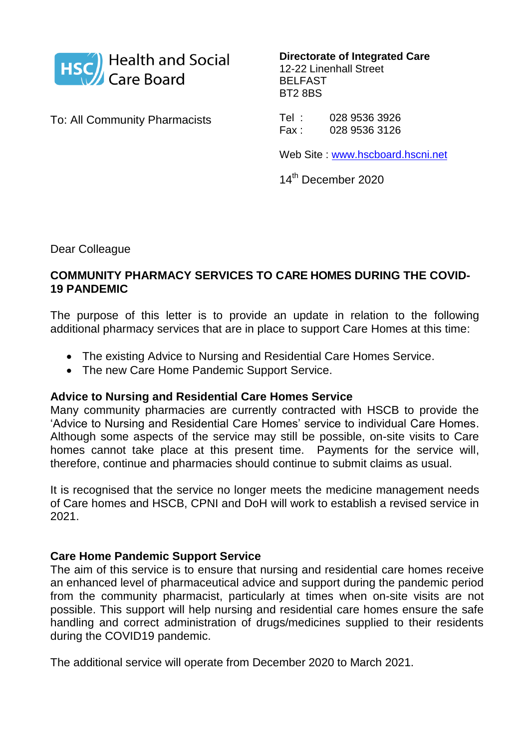Health and Social Care Board

**Directorate of Integrated Care**
12-22 Linenhall Street
BELFAST
BT2 8BS

To: All Community Pharmacists

Tel : 028 9536 3926
Fax : 028 9536 3126

Web Site : www.hscboard.hscni.net

14th December 2020

Dear Colleague

**COMMUNITY PHARMACY SERVICES TO CARE HOMES DURING THE COVID-19 PANDEMIC**

The purpose of this letter is to provide an update in relation to the following additional pharmacy services that are in place to support Care Homes at this time:

- The existing Advice to Nursing and Residential Care Homes Service.
- The new Care Home Pandemic Support Service.

**Advice to Nursing and Residential Care Homes Service**

Many community pharmacies are currently contracted with HSCB to provide the 'Advice to Nursing and Residential Care Homes' service to individual Care Homes. Although some aspects of the service may still be possible, on-site visits to Care homes cannot take place at this present time. Payments for the service will, therefore, continue and pharmacies should continue to submit claims as usual.

It is recognised that the service no longer meets the medicine management needs of Care homes and HSCB, CPNI and DoH will work to establish a revised service in 2021.

**Care Home Pandemic Support Service**

The aim of this service is to ensure that nursing and residential care homes receive an enhanced level of pharmaceutical advice and support during the pandemic period from the community pharmacist, particularly at times when on-site visits are not possible. This support will help nursing and residential care homes ensure the safe handling and correct administration of drugs/medicines supplied to their residents during the COVID19 pandemic.

The additional service will operate from December 2020 to March 2021.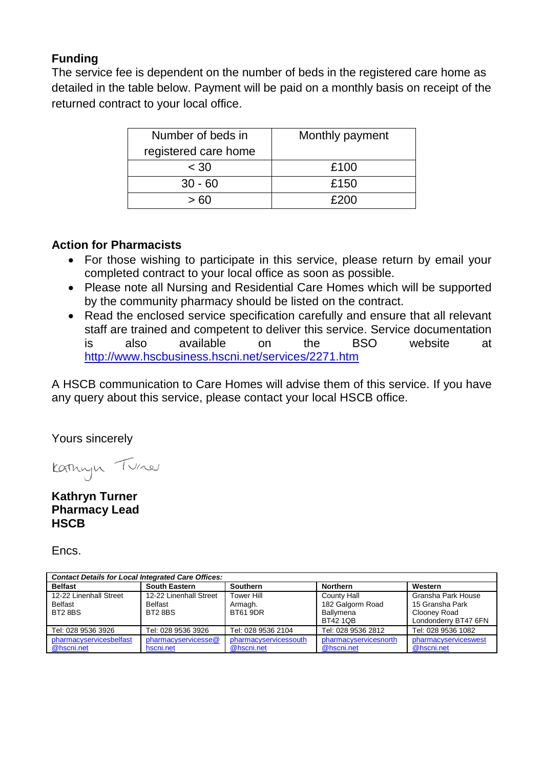## Funding

The service fee is dependent on the number of beds in the registered care home as detailed in the table below. Payment will be paid on a monthly basis on receipt of the returned contract to your local office.

| Number of beds in registered care home | Monthly payment |
|---|---|
| < 30 | £100 |
| 30 - 60 | £150 |
| > 60 | £200 |

## Action for Pharmacists

- For those wishing to participate in this service, please return by email your completed contract to your local office as soon as possible.
- Please note all Nursing and Residential Care Homes which will be supported by the community pharmacy should be listed on the contract.
- Read the enclosed service specification carefully and ensure that all relevant staff are trained and competent to deliver this service. Service documentation is also available on the BSO website at http://www.hscbusiness.hscni.net/services/2271.htm

A HSCB communication to Care Homes will advise them of this service. If you have any query about this service, please contact your local HSCB office.

Yours sincerely

Kathryn Turner

**Kathryn Turner**
**Pharmacy Lead**
**HSCB**

Encs.

| ***Contact Details for Local Integrated Care Offices:*** | | | | |
|---|---|---|---|---|
| **Belfast** | **South Eastern** | **Southern** | **Northern** | **Western** |
| 12-22 Linenhall Street<br>Belfast<br>BT2 8BS | 12-22 Linenhall Street<br>Belfast<br>BT2 8BS | Tower Hill<br>Armagh.<br>BT61 9DR | County Hall<br>182 Galgorm Road<br>Ballymena<br>BT42 1QB | Gransha Park House<br>15 Gransha Park<br>Clooney Road<br>Londonderry BT47 6FN |
| Tel: 028 9536 3926 | Tel: 028 9536 3926 | Tel: 028 9536 2104 | Tel: 028 9536 2812 | Tel: 028 9536 1082 |
| pharmacyservicesbelfast@hscni.net | pharmacyservicesse@hscni.net | pharmacyservicessouth@hscni.net | pharmacyservicesnorth@hscni.net | pharmacyserviceswest@hscni.net |